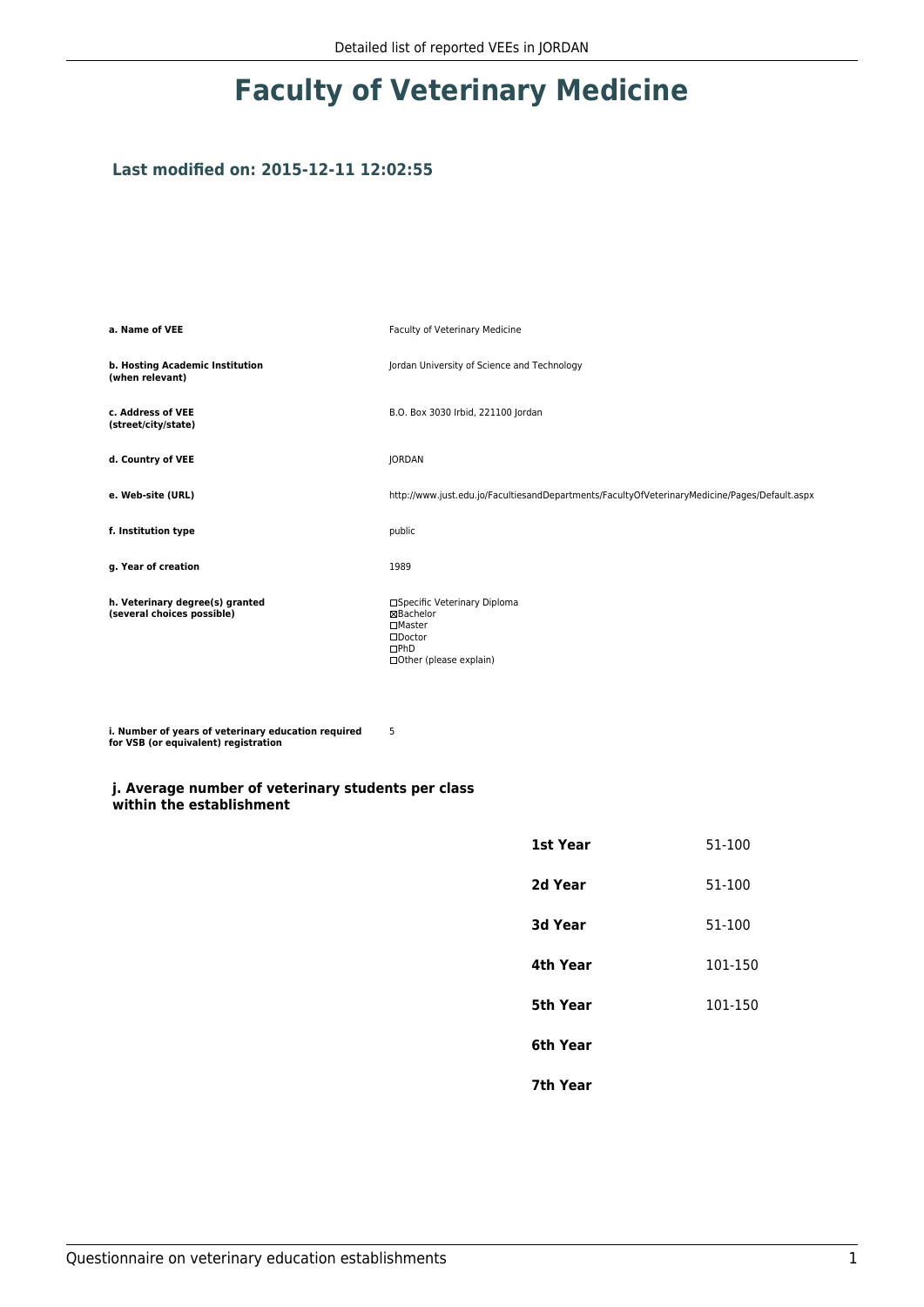# Faculty of Veterinary Medicine

### Last modified on: 2015-12-11 12:02:55

| | |
|---|---|
| **a. Name of VEE** | Faculty of Veterinary Medicine |
| **b. Hosting Academic Institution (when relevant)** | Jordan University of Science and Technology |
| **c. Address of VEE (street/city/state)** | B.O. Box 3030 Irbid, 221100 Jordan |
| **d. Country of VEE** | JORDAN |
| **e. Web-site (URL)** | http://www.just.edu.jo/FacultiesandDepartments/FacultyOfVeterinaryMedicine/Pages/Default.aspx |
| **f. Institution type** | public |
| **g. Year of creation** | 1989 |
| **h. Veterinary degree(s) granted (several choices possible)** | ☐Specific Veterinary Diploma<br>☒Bachelor<br>☐Master<br>☐Doctor<br>☐PhD<br>☐Other (please explain) |
| **i. Number of years of veterinary education required for VSB (or equivalent) registration** | 5 |

#### j. Average number of veterinary students per class within the establishment

| | |
|---|---|
| **1st Year** | 51-100 |
| **2d Year** | 51-100 |
| **3d Year** | 51-100 |
| **4th Year** | 101-150 |
| **5th Year** | 101-150 |
| **6th Year** | |
| **7th Year** | |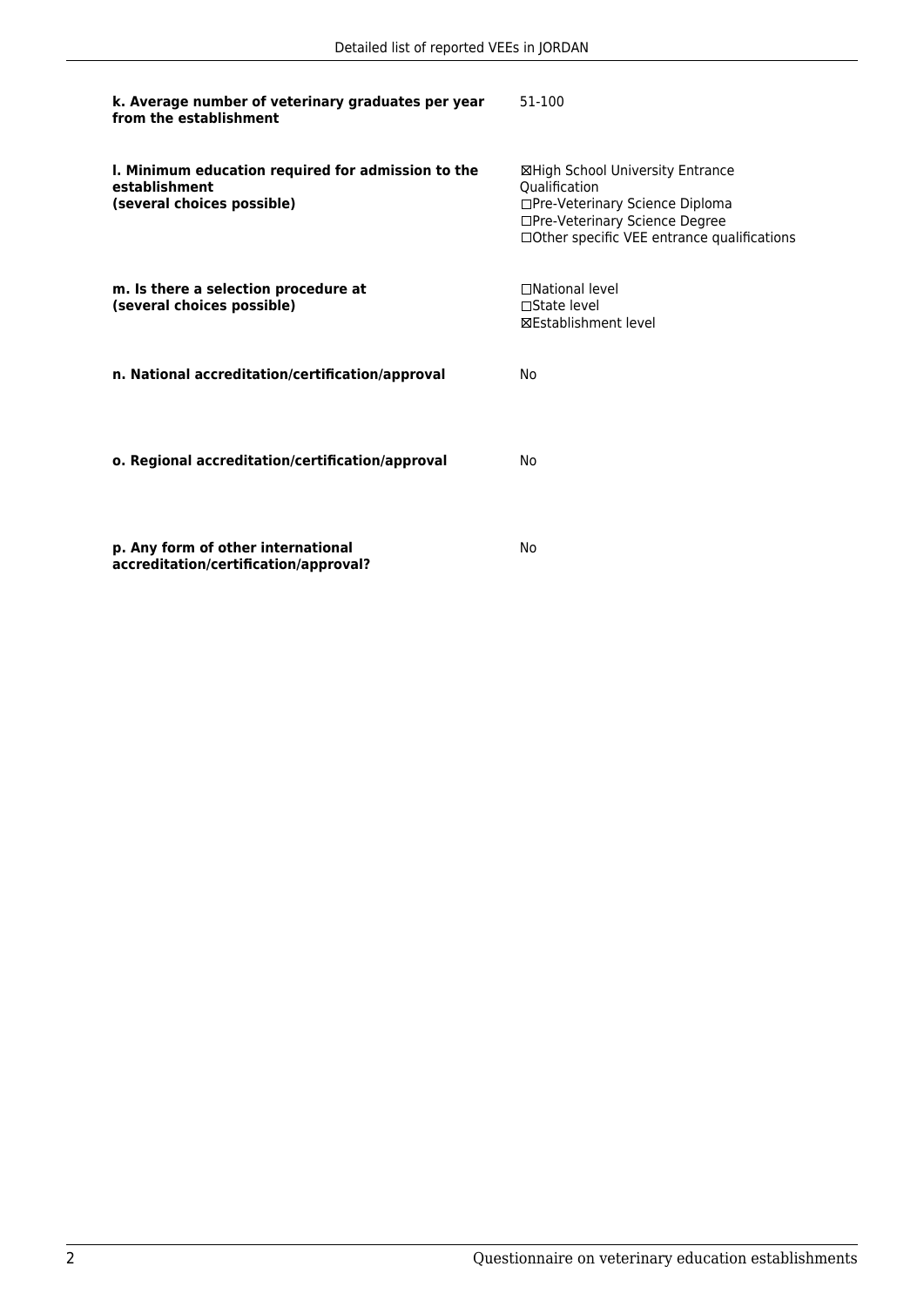**k. Average number of veterinary graduates per year from the establishment**

51-100

**l. Minimum education required for admission to the establishment (several choices possible)**

☒High School University Entrance Qualification
☐Pre-Veterinary Science Diploma
☐Pre-Veterinary Science Degree
☐Other specific VEE entrance qualifications

**m. Is there a selection procedure at (several choices possible)**

☐National level
☐State level
☒Establishment level

**n. National accreditation/certification/approval**

No

**o. Regional accreditation/certification/approval**

No

**p. Any form of other international accreditation/certification/approval?**

No